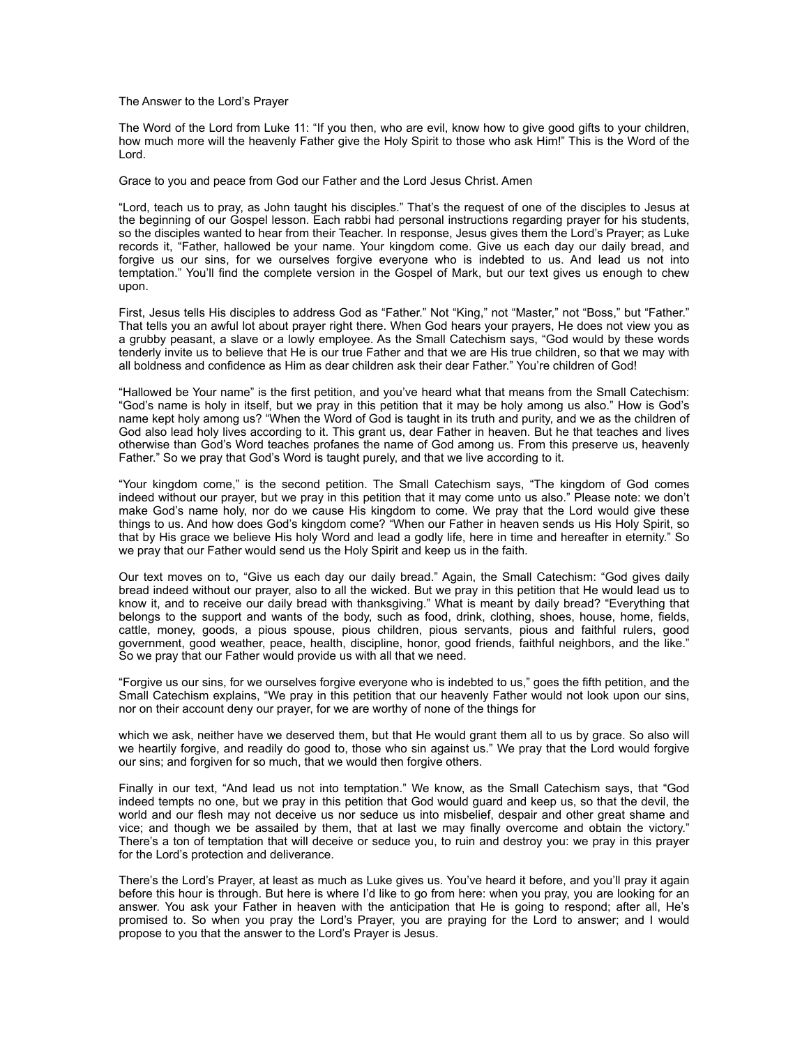The Answer to the Lord's Prayer

The Word of the Lord from Luke 11: "If you then, who are evil, know how to give good gifts to your children, how much more will the heavenly Father give the Holy Spirit to those who ask Him!" This is the Word of the Lord.

Grace to you and peace from God our Father and the Lord Jesus Christ. Amen

"Lord, teach us to pray, as John taught his disciples." That's the request of one of the disciples to Jesus at the beginning of our Gospel lesson. Each rabbi had personal instructions regarding prayer for his students, so the disciples wanted to hear from their Teacher. In response, Jesus gives them the Lord's Prayer; as Luke records it, "Father, hallowed be your name. Your kingdom come. Give us each day our daily bread, and forgive us our sins, for we ourselves forgive everyone who is indebted to us. And lead us not into temptation." You'll find the complete version in the Gospel of Mark, but our text gives us enough to chew upon.

First, Jesus tells His disciples to address God as "Father." Not "King," not "Master," not "Boss," but "Father." That tells you an awful lot about prayer right there. When God hears your prayers, He does not view you as a grubby peasant, a slave or a lowly employee. As the Small Catechism says, "God would by these words tenderly invite us to believe that He is our true Father and that we are His true children, so that we may with all boldness and confidence as Him as dear children ask their dear Father." You're children of God!

"Hallowed be Your name" is the first petition, and you've heard what that means from the Small Catechism: "God's name is holy in itself, but we pray in this petition that it may be holy among us also." How is God's name kept holy among us? "When the Word of God is taught in its truth and purity, and we as the children of God also lead holy lives according to it. This grant us, dear Father in heaven. But he that teaches and lives otherwise than God's Word teaches profanes the name of God among us. From this preserve us, heavenly Father." So we pray that God's Word is taught purely, and that we live according to it.

"Your kingdom come," is the second petition. The Small Catechism says, "The kingdom of God comes indeed without our prayer, but we pray in this petition that it may come unto us also." Please note: we don't make God's name holy, nor do we cause His kingdom to come. We pray that the Lord would give these things to us. And how does God's kingdom come? "When our Father in heaven sends us His Holy Spirit, so that by His grace we believe His holy Word and lead a godly life, here in time and hereafter in eternity." So we pray that our Father would send us the Holy Spirit and keep us in the faith.

Our text moves on to, "Give us each day our daily bread." Again, the Small Catechism: "God gives daily bread indeed without our prayer, also to all the wicked. But we pray in this petition that He would lead us to know it, and to receive our daily bread with thanksgiving." What is meant by daily bread? "Everything that belongs to the support and wants of the body, such as food, drink, clothing, shoes, house, home, fields, cattle, money, goods, a pious spouse, pious children, pious servants, pious and faithful rulers, good government, good weather, peace, health, discipline, honor, good friends, faithful neighbors, and the like." So we pray that our Father would provide us with all that we need.

"Forgive us our sins, for we ourselves forgive everyone who is indebted to us," goes the fifth petition, and the Small Catechism explains, "We pray in this petition that our heavenly Father would not look upon our sins, nor on their account deny our prayer, for we are worthy of none of the things for which we ask, neither have we deserved them, but that He would grant them all to us by grace. So also will we heartily forgive, and readily do good to, those who sin against us." We pray that the Lord would forgive our sins; and forgiven for so much, that we would then forgive others.

Finally in our text, "And lead us not into temptation." We know, as the Small Catechism says, that "God indeed tempts no one, but we pray in this petition that God would guard and keep us, so that the devil, the world and our flesh may not deceive us nor seduce us into misbelief, despair and other great shame and vice; and though we be assailed by them, that at last we may finally overcome and obtain the victory." There's a ton of temptation that will deceive or seduce you, to ruin and destroy you: we pray in this prayer for the Lord's protection and deliverance.

There's the Lord's Prayer, at least as much as Luke gives us. You've heard it before, and you'll pray it again before this hour is through. But here is where I'd like to go from here: when you pray, you are looking for an answer. You ask your Father in heaven with the anticipation that He is going to respond; after all, He's promised to. So when you pray the Lord's Prayer, you are praying for the Lord to answer; and I would propose to you that the answer to the Lord's Prayer is Jesus.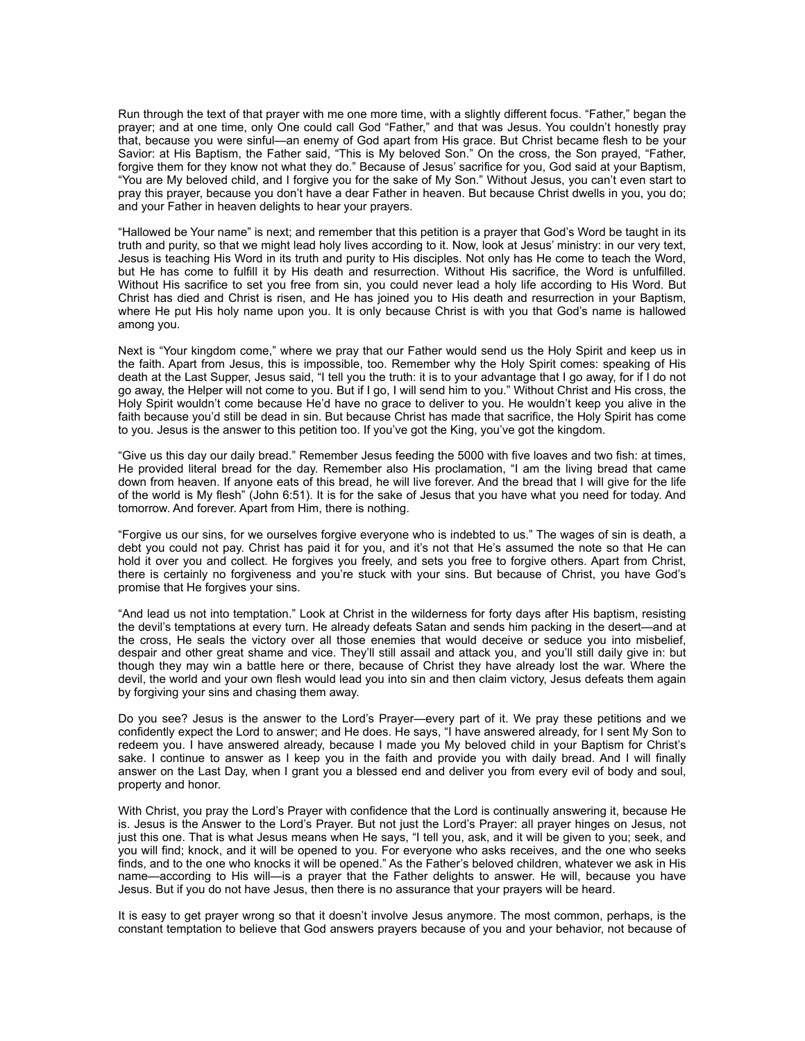Run through the text of that prayer with me one more time, with a slightly different focus. “Father,” began the prayer; and at one time, only One could call God “Father,” and that was Jesus. You couldn’t honestly pray that, because you were sinful—an enemy of God apart from His grace. But Christ became flesh to be your Savior: at His Baptism, the Father said, “This is My beloved Son.” On the cross, the Son prayed, “Father, forgive them for they know not what they do.” Because of Jesus’ sacrifice for you, God said at your Baptism, “You are My beloved child, and I forgive you for the sake of My Son.” Without Jesus, you can’t even start to pray this prayer, because you don’t have a dear Father in heaven. But because Christ dwells in you, you do; and your Father in heaven delights to hear your prayers.

“Hallowed be Your name” is next; and remember that this petition is a prayer that God’s Word be taught in its truth and purity, so that we might lead holy lives according to it. Now, look at Jesus’ ministry: in our very text, Jesus is teaching His Word in its truth and purity to His disciples. Not only has He come to teach the Word, but He has come to fulfill it by His death and resurrection. Without His sacrifice, the Word is unfulfilled. Without His sacrifice to set you free from sin, you could never lead a holy life according to His Word. But Christ has died and Christ is risen, and He has joined you to His death and resurrection in your Baptism, where He put His holy name upon you. It is only because Christ is with you that God’s name is hallowed among you.

Next is “Your kingdom come,” where we pray that our Father would send us the Holy Spirit and keep us in the faith. Apart from Jesus, this is impossible, too. Remember why the Holy Spirit comes: speaking of His death at the Last Supper, Jesus said, “I tell you the truth: it is to your advantage that I go away, for if I do not go away, the Helper will not come to you. But if I go, I will send him to you.” Without Christ and His cross, the Holy Spirit wouldn’t come because He’d have no grace to deliver to you. He wouldn’t keep you alive in the faith because you’d still be dead in sin. But because Christ has made that sacrifice, the Holy Spirit has come to you. Jesus is the answer to this petition too. If you’ve got the King, you’ve got the kingdom.

“Give us this day our daily bread.” Remember Jesus feeding the 5000 with five loaves and two fish: at times, He provided literal bread for the day. Remember also His proclamation, “I am the living bread that came down from heaven. If anyone eats of this bread, he will live forever. And the bread that I will give for the life of the world is My flesh” (John 6:51). It is for the sake of Jesus that you have what you need for today. And tomorrow. And forever. Apart from Him, there is nothing.

“Forgive us our sins, for we ourselves forgive everyone who is indebted to us.” The wages of sin is death, a debt you could not pay. Christ has paid it for you, and it’s not that He’s assumed the note so that He can hold it over you and collect. He forgives you freely, and sets you free to forgive others. Apart from Christ, there is certainly no forgiveness and you’re stuck with your sins. But because of Christ, you have God’s promise that He forgives your sins.

“And lead us not into temptation.” Look at Christ in the wilderness for forty days after His baptism, resisting the devil’s temptations at every turn. He already defeats Satan and sends him packing in the desert—and at the cross, He seals the victory over all those enemies that would deceive or seduce you into misbelief, despair and other great shame and vice. They’ll still assail and attack you, and you’ll still daily give in: but though they may win a battle here or there, because of Christ they have already lost the war. Where the devil, the world and your own flesh would lead you into sin and then claim victory, Jesus defeats them again by forgiving your sins and chasing them away.

Do you see? Jesus is the answer to the Lord’s Prayer—every part of it. We pray these petitions and we confidently expect the Lord to answer; and He does. He says, “I have answered already, for I sent My Son to redeem you. I have answered already, because I made you My beloved child in your Baptism for Christ’s sake. I continue to answer as I keep you in the faith and provide you with daily bread. And I will finally answer on the Last Day, when I grant you a blessed end and deliver you from every evil of body and soul, property and honor.

With Christ, you pray the Lord’s Prayer with confidence that the Lord is continually answering it, because He is. Jesus is the Answer to the Lord’s Prayer. But not just the Lord’s Prayer: all prayer hinges on Jesus, not just this one. That is what Jesus means when He says, “I tell you, ask, and it will be given to you; seek, and you will find; knock, and it will be opened to you. For everyone who asks receives, and the one who seeks finds, and to the one who knocks it will be opened.” As the Father’s beloved children, whatever we ask in His name—according to His will—is a prayer that the Father delights to answer. He will, because you have Jesus. But if you do not have Jesus, then there is no assurance that your prayers will be heard.

It is easy to get prayer wrong so that it doesn’t involve Jesus anymore. The most common, perhaps, is the constant temptation to believe that God answers prayers because of you and your behavior, not because of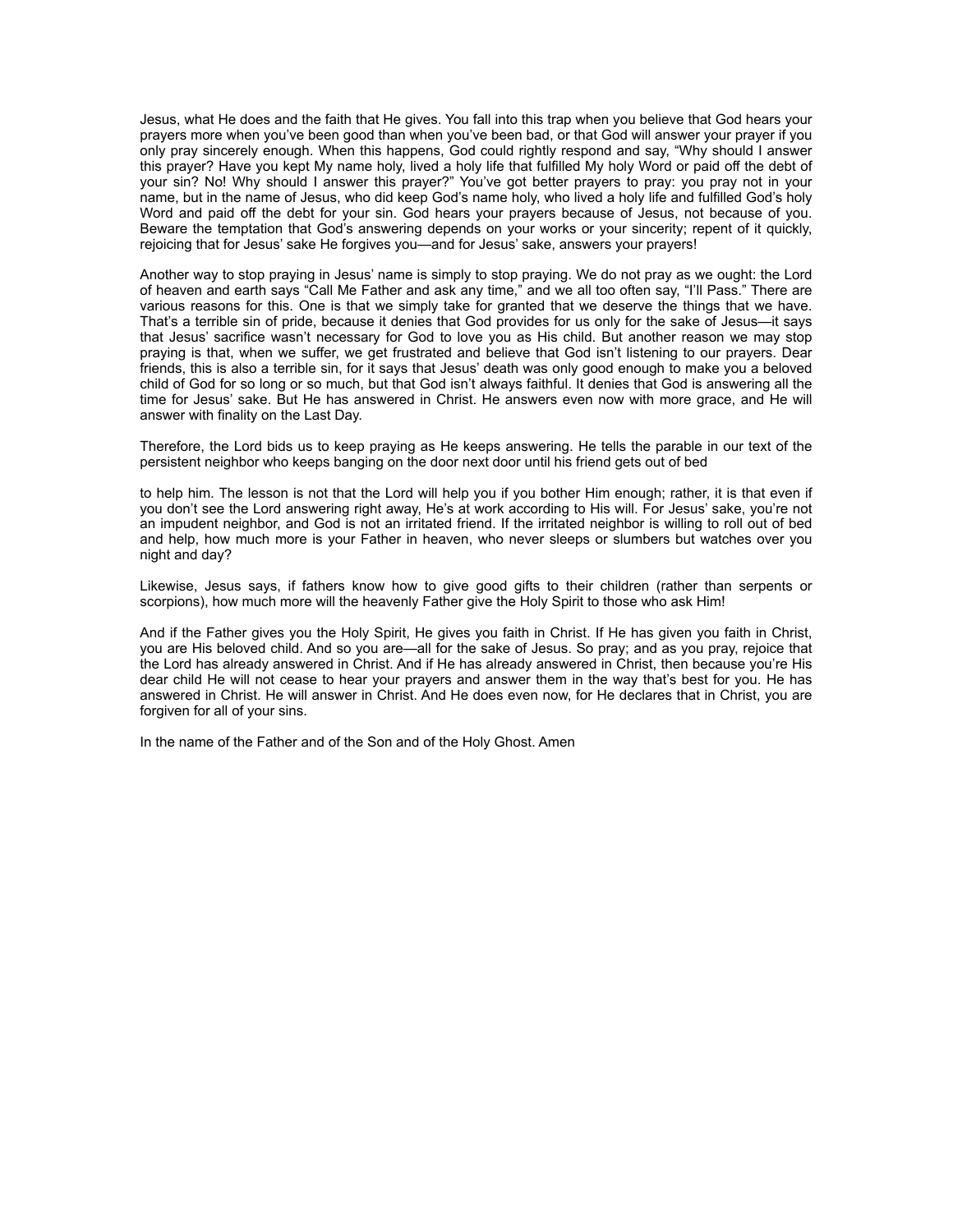Jesus, what He does and the faith that He gives. You fall into this trap when you believe that God hears your prayers more when you've been good than when you've been bad, or that God will answer your prayer if you only pray sincerely enough. When this happens, God could rightly respond and say, "Why should I answer this prayer? Have you kept My name holy, lived a holy life that fulfilled My holy Word or paid off the debt of your sin? No! Why should I answer this prayer?" You've got better prayers to pray: you pray not in your name, but in the name of Jesus, who did keep God's name holy, who lived a holy life and fulfilled God's holy Word and paid off the debt for your sin. God hears your prayers because of Jesus, not because of you. Beware the temptation that God's answering depends on your works or your sincerity; repent of it quickly, rejoicing that for Jesus' sake He forgives you—and for Jesus' sake, answers your prayers!

Another way to stop praying in Jesus' name is simply to stop praying. We do not pray as we ought: the Lord of heaven and earth says "Call Me Father and ask any time," and we all too often say, "I'll Pass." There are various reasons for this. One is that we simply take for granted that we deserve the things that we have. That's a terrible sin of pride, because it denies that God provides for us only for the sake of Jesus—it says that Jesus' sacrifice wasn't necessary for God to love you as His child. But another reason we may stop praying is that, when we suffer, we get frustrated and believe that God isn't listening to our prayers. Dear friends, this is also a terrible sin, for it says that Jesus' death was only good enough to make you a beloved child of God for so long or so much, but that God isn't always faithful. It denies that God is answering all the time for Jesus' sake. But He has answered in Christ. He answers even now with more grace, and He will answer with finality on the Last Day.

Therefore, the Lord bids us to keep praying as He keeps answering. He tells the parable in our text of the persistent neighbor who keeps banging on the door next door until his friend gets out of bed to help him. The lesson is not that the Lord will help you if you bother Him enough; rather, it is that even if you don't see the Lord answering right away, He's at work according to His will. For Jesus' sake, you're not an impudent neighbor, and God is not an irritated friend. If the irritated neighbor is willing to roll out of bed and help, how much more is your Father in heaven, who never sleeps or slumbers but watches over you night and day?

Likewise, Jesus says, if fathers know how to give good gifts to their children (rather than serpents or scorpions), how much more will the heavenly Father give the Holy Spirit to those who ask Him!

And if the Father gives you the Holy Spirit, He gives you faith in Christ. If He has given you faith in Christ, you are His beloved child. And so you are—all for the sake of Jesus. So pray; and as you pray, rejoice that the Lord has already answered in Christ. And if He has already answered in Christ, then because you're His dear child He will not cease to hear your prayers and answer them in the way that's best for you. He has answered in Christ. He will answer in Christ. And He does even now, for He declares that in Christ, you are forgiven for all of your sins.

In the name of the Father and of the Son and of the Holy Ghost. Amen